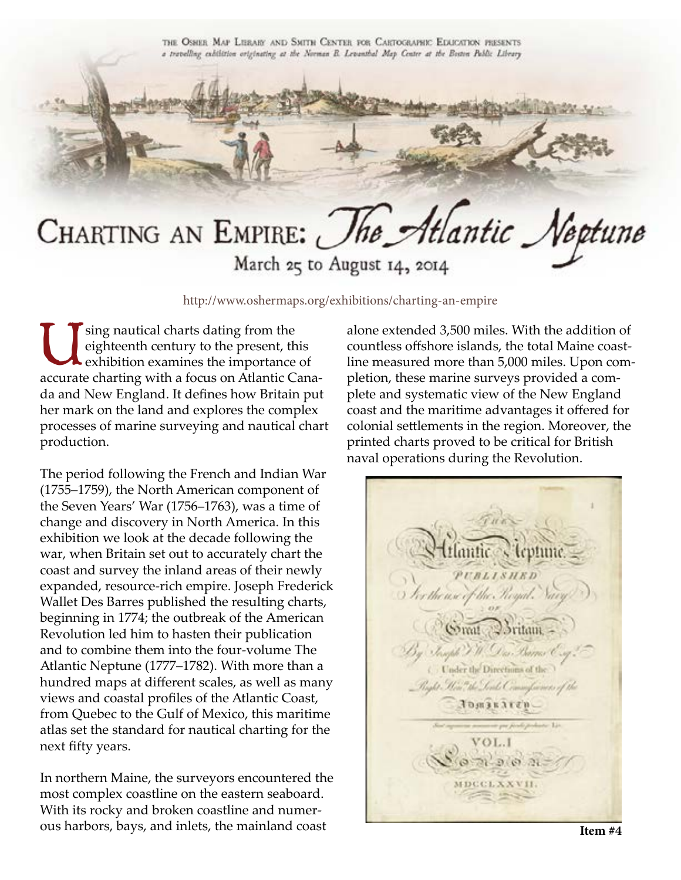THE OSHER MAP LIBRARY AND SMITH CENTER FOR CARTOGRAPHIC EDUCATION PRESENTS
*a travelling exhibition originating at the Norman B. Leventhal Map Center at the Boston Public Library*

# CHARTING AN EMPIRE: *The Atlantic Neptune*

March 25 to August 14, 2014

http://www.oshermaps.org/exhibitions/charting-an-empire

Using nautical charts dating from the eighteenth century to the present, this exhibition examines the importance of accurate charting with a focus on Atlantic Canada and New England. It defines how Britain put her mark on the land and explores the complex processes of marine surveying and nautical chart production.

The period following the French and Indian War (1755–1759), the North American component of the Seven Years' War (1756–1763), was a time of change and discovery in North America. In this exhibition we look at the decade following the war, when Britain set out to accurately chart the coast and survey the inland areas of their newly expanded, resource-rich empire. Joseph Frederick Wallet Des Barres published the resulting charts, beginning in 1774; the outbreak of the American Revolution led him to hasten their publication and to combine them into the four-volume The Atlantic Neptune (1777–1782). With more than a hundred maps at different scales, as well as many views and coastal profiles of the Atlantic Coast, from Quebec to the Gulf of Mexico, this maritime atlas set the standard for nautical charting for the next fifty years.

In northern Maine, the surveyors encountered the most complex coastline on the eastern seaboard. With its rocky and broken coastline and numerous harbors, bays, and inlets, the mainland coast alone extended 3,500 miles. With the addition of countless offshore islands, the total Maine coastline measured more than 5,000 miles. Upon completion, these marine surveys provided a complete and systematic view of the New England coast and the maritime advantages it offered for colonial settlements in the region. Moreover, the printed charts proved to be critical for British naval operations during the Revolution.

**Item #4**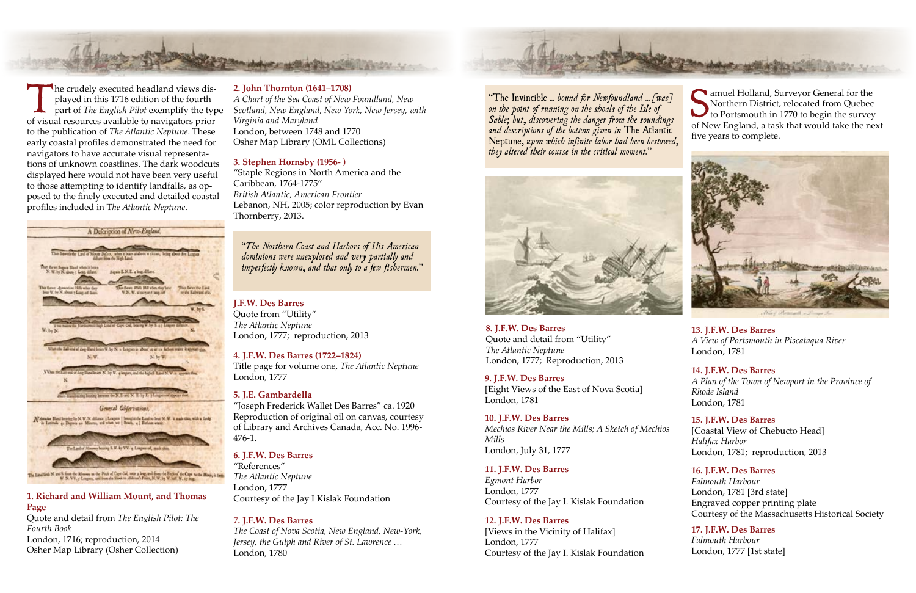The crudely executed headland views displayed in this 1716 edition of the fourth part of *The English Pilot* exemplify the type of visual resources available to navigators prior to the publication of *The Atlantic Neptune*. These early coastal profiles demonstrated the need for navigators to have accurate visual representations of unknown coastlines. The dark woodcuts displayed here would not have been very useful to those attempting to identify landfalls, as opposed to the finely executed and detailed coastal profiles included in *The Atlantic Neptune*.

**1. Richard and William Mount, and Thomas Page**
Quote and detail from *The English Pilot: The Fourth Book*
London, 1716; reproduction, 2014
Osher Map Library (Osher Collection)

**2. John Thornton (1641–1708)**
*A Chart of the Sea Coast of New Foundland, New Scotland, New England, New York, New Jersey, with Virginia and Maryland*
London, between 1748 and 1770
Osher Map Library (OML Collections)

**3. Stephen Hornsby (1956- )**
"Staple Regions in North America and the Caribbean, 1764-1775"
*British Atlantic, American Frontier*
Lebanon, NH, 2005; color reproduction by Evan Thornberry, 2013.

> *"The Northern Coast and Harbors of His American dominions were unexplored and very partially and imperfectly known, and that only to a few fishermen."*

**J.F.W. Des Barres**
Quote from "Utility"
*The Atlantic Neptune*
London, 1777; reproduction, 2013

**4. J.F.W. Des Barres (1722–1824)**
Title page for volume one, *The Atlantic Neptune*
London, 1777

**5. J.E. Gambardella**
"Joseph Frederick Wallet Des Barres" ca. 1920
Reproduction of original oil on canvas, courtesy of Library and Archives Canada, Acc. No. 1996-476-1.

**6. J.F.W. Des Barres**
"References"
*The Atlantic Neptune*
London, 1777
Courtesy of the Jay I Kislak Foundation

**7. J.F.W. Des Barres**
*The Coast of Nova Scotia, New England, New-York, Jersey, the Gulph and River of St. Lawrence …*
London, 1780

> "The Invincible … *bound for Newfoundland … [was] on the point of running on the shoals of the Isle of Sable; but, discovering the danger from the soundings and descriptions of the bottom given in* The Atlantic Neptune, *upon which infinite labor had been bestowed, they altered their course in the critical moment.*"

**8. J.F.W. Des Barres**
Quote and detail from "Utility"
*The Atlantic Neptune*
London, 1777; Reproduction, 2013

**9. J.F.W. Des Barres**
[Eight Views of the East of Nova Scotia]
London, 1781

**10. J.F.W. Des Barres**
*Mechios River Near the Mills; A Sketch of Mechios Mills*
London, July 31, 1777

**11. J.F.W. Des Barres**
*Egmont Harbor*
London, 1777
Courtesy of the Jay I. Kislak Foundation

**12. J.F.W. Des Barres**
[Views in the Vicinity of Halifax]
London, 1777
Courtesy of the Jay I. Kislak Foundation

Samuel Holland, Surveyor General for the Northern District, relocated from Quebec to Portsmouth in 1770 to begin the survey of New England, a task that would take the next five years to complete.

**13. J.F.W. Des Barres**
*A View of Portsmouth in Piscataqua River*
London, 1781

**14. J.F.W. Des Barres**
*A Plan of the Town of Newport in the Province of Rhode Island*
London, 1781

**15. J.F.W. Des Barres**
[Coastal View of Chebucto Head]
*Halifax Harbor*
London, 1781; reproduction, 2013

**16. J.F.W. Des Barres**
*Falmouth Harbour*
London, 1781 [3rd state]
Engraved copper printing plate
Courtesy of the Massachusetts Historical Society

**17. J.F.W. Des Barres**
*Falmouth Harbour*
London, 1777 [1st state]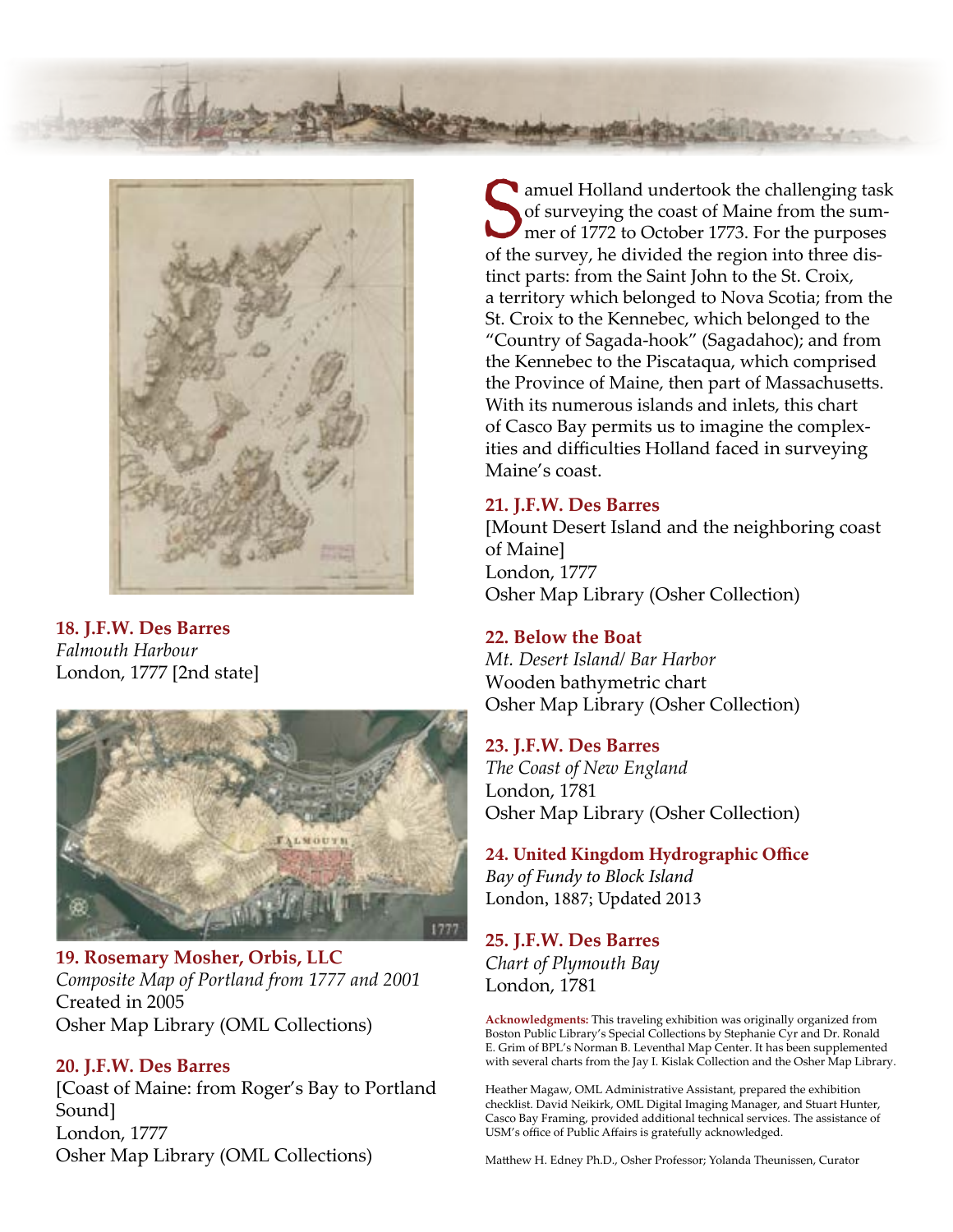**18. J.F.W. Des Barres**
*Falmouth Harbour*
London, 1777 [2nd state]

**19. Rosemary Mosher, Orbis, LLC**
*Composite Map of Portland from 1777 and 2001*
Created in 2005
Osher Map Library (OML Collections)

**20. J.F.W. Des Barres**
[Coast of Maine: from Roger's Bay to Portland Sound]
London, 1777
Osher Map Library (OML Collections)

Samuel Holland undertook the challenging task of surveying the coast of Maine from the summer of 1772 to October 1773. For the purposes of the survey, he divided the region into three distinct parts: from the Saint John to the St. Croix, a territory which belonged to Nova Scotia; from the St. Croix to the Kennebec, which belonged to the "Country of Sagada-hook" (Sagadahoc); and from the Kennebec to the Piscataqua, which comprised the Province of Maine, then part of Massachusetts. With its numerous islands and inlets, this chart of Casco Bay permits us to imagine the complexities and difficulties Holland faced in surveying Maine's coast.

**21. J.F.W. Des Barres**
[Mount Desert Island and the neighboring coast of Maine]
London, 1777
Osher Map Library (Osher Collection)

**22. Below the Boat**
*Mt. Desert Island/ Bar Harbor*
Wooden bathymetric chart
Osher Map Library (Osher Collection)

**23. J.F.W. Des Barres**
*The Coast of New England*
London, 1781
Osher Map Library (Osher Collection)

**24. United Kingdom Hydrographic Office**
*Bay of Fundy to Block Island*
London, 1887; Updated 2013

**25. J.F.W. Des Barres**
*Chart of Plymouth Bay*
London, 1781

**Acknowledgments:** This traveling exhibition was originally organized from Boston Public Library's Special Collections by Stephanie Cyr and Dr. Ronald E. Grim of BPL's Norman B. Leventhal Map Center. It has been supplemented with several charts from the Jay I. Kislak Collection and the Osher Map Library.

Heather Magaw, OML Administrative Assistant, prepared the exhibition checklist. David Neikirk, OML Digital Imaging Manager, and Stuart Hunter, Casco Bay Framing, provided additional technical services. The assistance of USM's office of Public Affairs is gratefully acknowledged.

Matthew H. Edney Ph.D., Osher Professor; Yolanda Theunissen, Curator